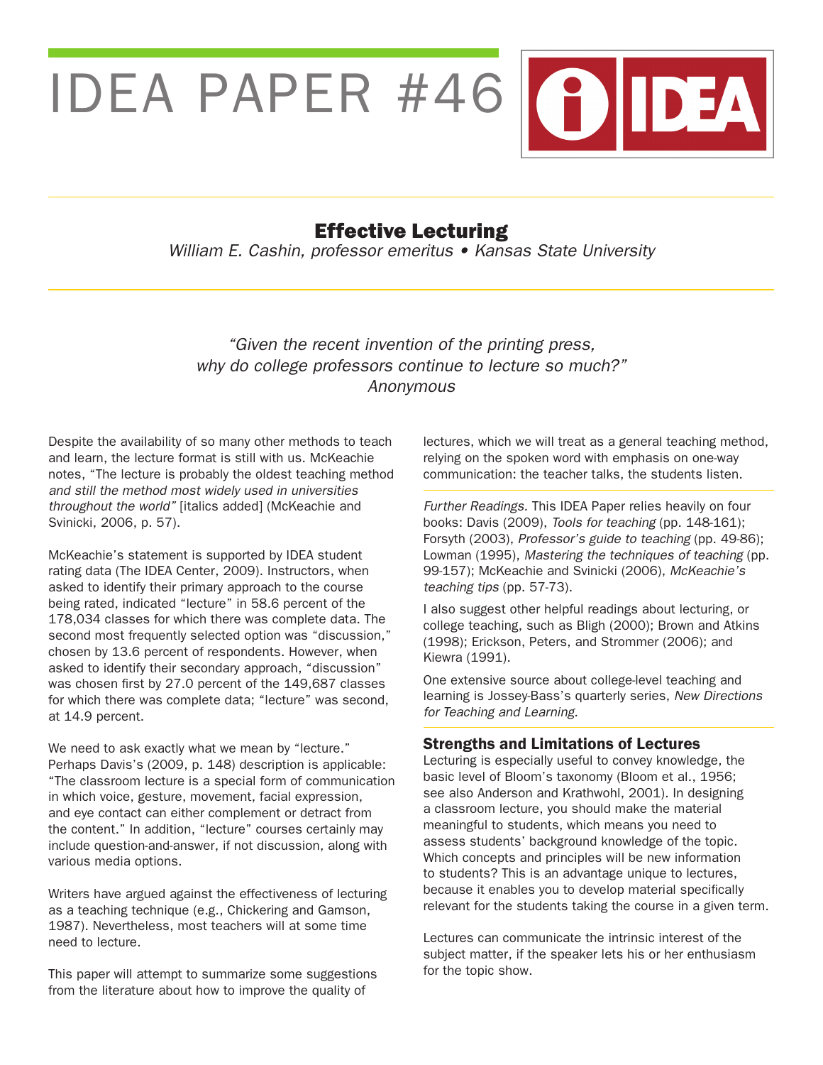# IDEA PAPER #46

## Effective Lecturing

*William E. Cashin, professor emeritus • Kansas State University*

*"Given the recent invention of the printing press, why do college professors continue to lecture so much?"*
*Anonymous*

Despite the availability of so many other methods to teach and learn, the lecture format is still with us. McKeachie notes, "The lecture is probably the oldest teaching method *and still the method most widely used in universities throughout the world"* [italics added] (McKeachie and Svinicki, 2006, p. 57).

McKeachie's statement is supported by IDEA student rating data (The IDEA Center, 2009). Instructors, when asked to identify their primary approach to the course being rated, indicated "lecture" in 58.6 percent of the 178,034 classes for which there was complete data. The second most frequently selected option was "discussion," chosen by 13.6 percent of respondents. However, when asked to identify their secondary approach, "discussion" was chosen first by 27.0 percent of the 149,687 classes for which there was complete data; "lecture" was second, at 14.9 percent.

We need to ask exactly what we mean by "lecture." Perhaps Davis's (2009, p. 148) description is applicable: "The classroom lecture is a special form of communication in which voice, gesture, movement, facial expression, and eye contact can either complement or detract from the content." In addition, "lecture" courses certainly may include question-and-answer, if not discussion, along with various media options.

Writers have argued against the effectiveness of lecturing as a teaching technique (e.g., Chickering and Gamson, 1987). Nevertheless, most teachers will at some time need to lecture.

This paper will attempt to summarize some suggestions from the literature about how to improve the quality of lectures, which we will treat as a general teaching method, relying on the spoken word with emphasis on one-way communication: the teacher talks, the students listen.

*Further Readings.* This IDEA Paper relies heavily on four books: Davis (2009), *Tools for teaching* (pp. 148-161); Forsyth (2003), *Professor's guide to teaching* (pp. 49-86); Lowman (1995), *Mastering the techniques of teaching* (pp. 99-157); McKeachie and Svinicki (2006), *McKeachie's teaching tips* (pp. 57-73).

I also suggest other helpful readings about lecturing, or college teaching, such as Bligh (2000); Brown and Atkins (1998); Erickson, Peters, and Strommer (2006); and Kiewra (1991).

One extensive source about college-level teaching and learning is Jossey-Bass's quarterly series, *New Directions for Teaching and Learning.*

### Strengths and Limitations of Lectures

Lecturing is especially useful to convey knowledge, the basic level of Bloom's taxonomy (Bloom et al., 1956; see also Anderson and Krathwohl, 2001). In designing a classroom lecture, you should make the material meaningful to students, which means you need to assess students' background knowledge of the topic. Which concepts and principles will be new information to students? This is an advantage unique to lectures, because it enables you to develop material specifically relevant for the students taking the course in a given term.

Lectures can communicate the intrinsic interest of the subject matter, if the speaker lets his or her enthusiasm for the topic show.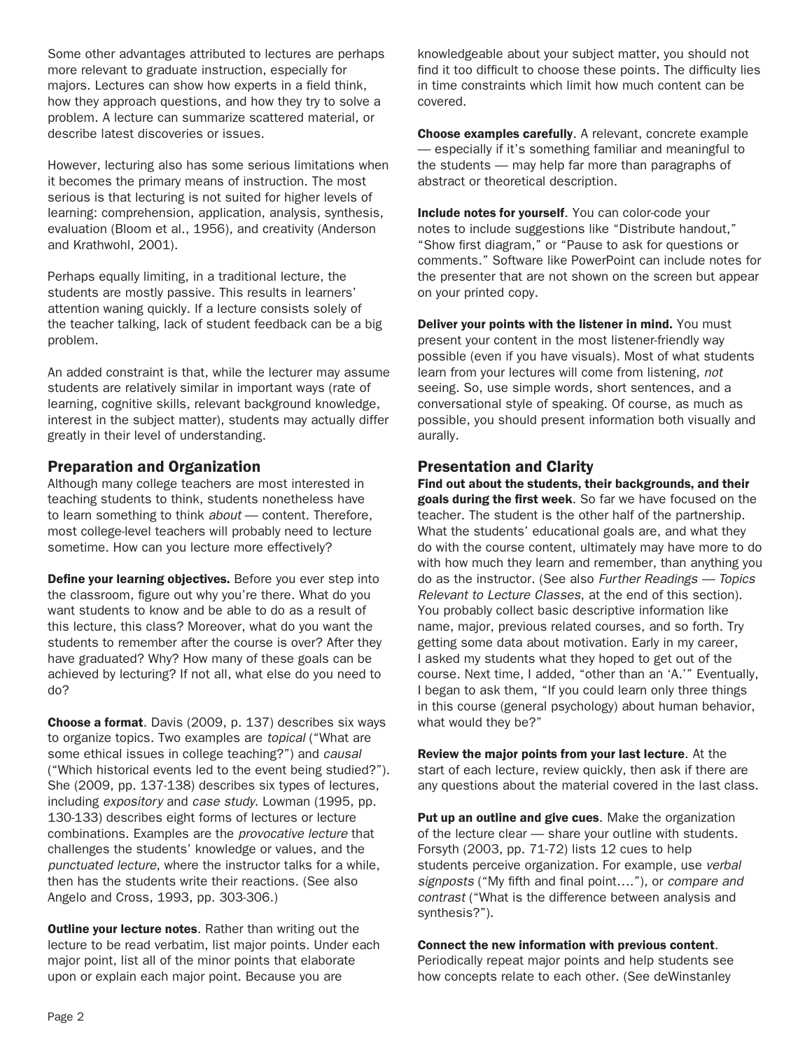Some other advantages attributed to lectures are perhaps more relevant to graduate instruction, especially for majors. Lectures can show how experts in a field think, how they approach questions, and how they try to solve a problem. A lecture can summarize scattered material, or describe latest discoveries or issues.

However, lecturing also has some serious limitations when it becomes the primary means of instruction. The most serious is that lecturing is not suited for higher levels of learning: comprehension, application, analysis, synthesis, evaluation (Bloom et al., 1956), and creativity (Anderson and Krathwohl, 2001).

Perhaps equally limiting, in a traditional lecture, the students are mostly passive. This results in learners' attention waning quickly. If a lecture consists solely of the teacher talking, lack of student feedback can be a big problem.

An added constraint is that, while the lecturer may assume students are relatively similar in important ways (rate of learning, cognitive skills, relevant background knowledge, interest in the subject matter), students may actually differ greatly in their level of understanding.

## Preparation and Organization

Although many college teachers are most interested in teaching students to think, students nonetheless have to learn something to think *about* — content. Therefore, most college-level teachers will probably need to lecture sometime. How can you lecture more effectively?

**Define your learning objectives.** Before you ever step into the classroom, figure out why you're there. What do you want students to know and be able to do as a result of this lecture, this class? Moreover, what do you want the students to remember after the course is over? After they have graduated? Why? How many of these goals can be achieved by lecturing? If not all, what else do you need to do?

**Choose a format**. Davis (2009, p. 137) describes six ways to organize topics. Two examples are *topical* ("What are some ethical issues in college teaching?") and *causal* ("Which historical events led to the event being studied?"). She (2009, pp. 137-138) describes six types of lectures, including *expository* and *case study*. Lowman (1995, pp. 130-133) describes eight forms of lectures or lecture combinations. Examples are the *provocative lecture* that challenges the students' knowledge or values, and the *punctuated lecture*, where the instructor talks for a while, then has the students write their reactions. (See also Angelo and Cross, 1993, pp. 303-306.)

**Outline your lecture notes**. Rather than writing out the lecture to be read verbatim, list major points. Under each major point, list all of the minor points that elaborate upon or explain each major point. Because you are knowledgeable about your subject matter, you should not find it too difficult to choose these points. The difficulty lies in time constraints which limit how much content can be covered.

**Choose examples carefully**. A relevant, concrete example — especially if it's something familiar and meaningful to the students — may help far more than paragraphs of abstract or theoretical description.

**Include notes for yourself**. You can color-code your notes to include suggestions like "Distribute handout," "Show first diagram," or "Pause to ask for questions or comments." Software like PowerPoint can include notes for the presenter that are not shown on the screen but appear on your printed copy.

**Deliver your points with the listener in mind.** You must present your content in the most listener-friendly way possible (even if you have visuals). Most of what students learn from your lectures will come from listening, *not* seeing. So, use simple words, short sentences, and a conversational style of speaking. Of course, as much as possible, you should present information both visually and aurally.

## Presentation and Clarity

**Find out about the students, their backgrounds, and their goals during the first week**. So far we have focused on the teacher. The student is the other half of the partnership. What the students' educational goals are, and what they do with the course content, ultimately may have more to do with how much they learn and remember, than anything you do as the instructor. (See also *Further Readings — Topics Relevant to Lecture Classes*, at the end of this section). You probably collect basic descriptive information like name, major, previous related courses, and so forth. Try getting some data about motivation. Early in my career, I asked my students what they hoped to get out of the course. Next time, I added, "other than an 'A.'" Eventually, I began to ask them, "If you could learn only three things in this course (general psychology) about human behavior, what would they be?"

**Review the major points from your last lecture**. At the start of each lecture, review quickly, then ask if there are any questions about the material covered in the last class.

**Put up an outline and give cues**. Make the organization of the lecture clear — share your outline with students. Forsyth (2003, pp. 71-72) lists 12 cues to help students perceive organization. For example, use *verbal signposts* ("My fifth and final point…."), or *compare and contrast* ("What is the difference between analysis and synthesis?").

**Connect the new information with previous content**. Periodically repeat major points and help students see how concepts relate to each other. (See deWinstanley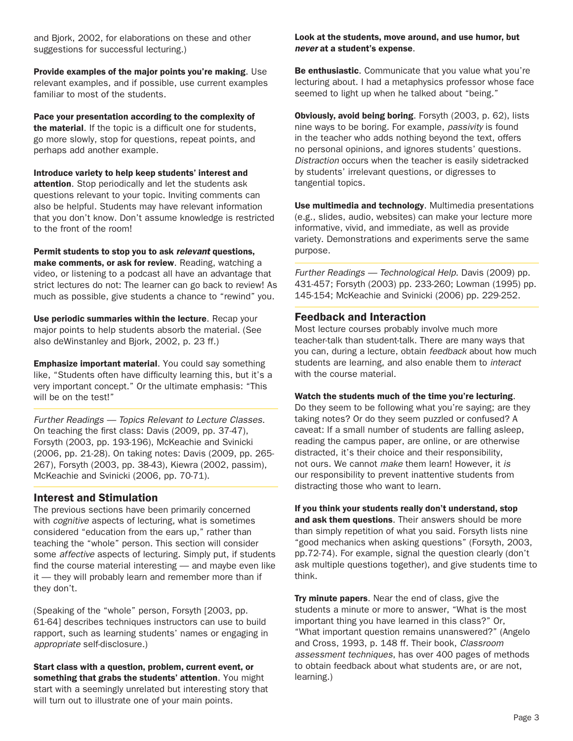and Bjork, 2002, for elaborations on these and other suggestions for successful lecturing.)

**Provide examples of the major points you're making**. Use relevant examples, and if possible, use current examples familiar to most of the students.

**Pace your presentation according to the complexity of the material**. If the topic is a difficult one for students, go more slowly, stop for questions, repeat points, and perhaps add another example.

**Introduce variety to help keep students' interest and attention**. Stop periodically and let the students ask questions relevant to your topic. Inviting comments can also be helpful. Students may have relevant information that you don't know. Don't assume knowledge is restricted to the front of the room!

**Permit students to stop you to ask *relevant* questions, make comments, or ask for review**. Reading, watching a video, or listening to a podcast all have an advantage that strict lectures do not: The learner can go back to review! As much as possible, give students a chance to "rewind" you.

**Use periodic summaries within the lecture**. Recap your major points to help students absorb the material. (See also deWinstanley and Bjork, 2002, p. 23 ff.)

**Emphasize important material**. You could say something like, "Students often have difficulty learning this, but it's a very important concept." Or the ultimate emphasis: "This will be on the test!"

*Further Readings — Topics Relevant to Lecture Classes*. On teaching the first class: Davis (2009, pp. 37-47), Forsyth (2003, pp. 193-196), McKeachie and Svinicki (2006, pp. 21-28). On taking notes: Davis (2009, pp. 265-267), Forsyth (2003, pp. 38-43), Kiewra (2002, passim), McKeachie and Svinicki (2006, pp. 70-71).

## Interest and Stimulation

The previous sections have been primarily concerned with *cognitive* aspects of lecturing, what is sometimes considered "education from the ears up," rather than teaching the "whole" person. This section will consider some *affective* aspects of lecturing. Simply put, if students find the course material interesting — and maybe even like it — they will probably learn and remember more than if they don't.

(Speaking of the "whole" person, Forsyth [2003, pp. 61-64] describes techniques instructors can use to build rapport, such as learning students' names or engaging in *appropriate* self-disclosure.)

**Start class with a question, problem, current event, or something that grabs the students' attention**. You might start with a seemingly unrelated but interesting story that will turn out to illustrate one of your main points.

**Look at the students, move around, and use humor, but *never* at a student's expense**.

**Be enthusiastic**. Communicate that you value what you're lecturing about. I had a metaphysics professor whose face seemed to light up when he talked about "being."

**Obviously, avoid being boring**. Forsyth (2003, p. 62), lists nine ways to be boring. For example, *passivity* is found in the teacher who adds nothing beyond the text, offers no personal opinions, and ignores students' questions. *Distraction* occurs when the teacher is easily sidetracked by students' irrelevant questions, or digresses to tangential topics.

**Use multimedia and technology**. Multimedia presentations (e.g., slides, audio, websites) can make your lecture more informative, vivid, and immediate, as well as provide variety. Demonstrations and experiments serve the same purpose.

*Further Readings — Technological Help*. Davis (2009) pp. 431-457; Forsyth (2003) pp. 233-260; Lowman (1995) pp. 145-154; McKeachie and Svinicki (2006) pp. 229-252.

## Feedback and Interaction

Most lecture courses probably involve much more teacher-talk than student-talk. There are many ways that you can, during a lecture, obtain *feedback* about how much students are learning, and also enable them to *interact* with the course material.

**Watch the students much of the time you're lecturing**. Do they seem to be following what you're saying; are they taking notes? Or do they seem puzzled or confused? A caveat: If a small number of students are falling asleep, reading the campus paper, are online, or are otherwise distracted, it's their choice and their responsibility, not ours. We cannot *make* them learn! However, it *is* our responsibility to prevent inattentive students from distracting those who want to learn.

**If you think your students really don't understand, stop and ask them questions**. Their answers should be more than simply repetition of what you said. Forsyth lists nine "good mechanics when asking questions" (Forsyth, 2003, pp.72-74). For example, signal the question clearly (don't ask multiple questions together), and give students time to think.

**Try minute papers**. Near the end of class, give the students a minute or more to answer, "What is the most important thing you have learned in this class?" Or, "What important question remains unanswered?" (Angelo and Cross, 1993, p. 148 ff. Their book, *Classroom assessment techniques*, has over 400 pages of methods to obtain feedback about what students are, or are not, learning.)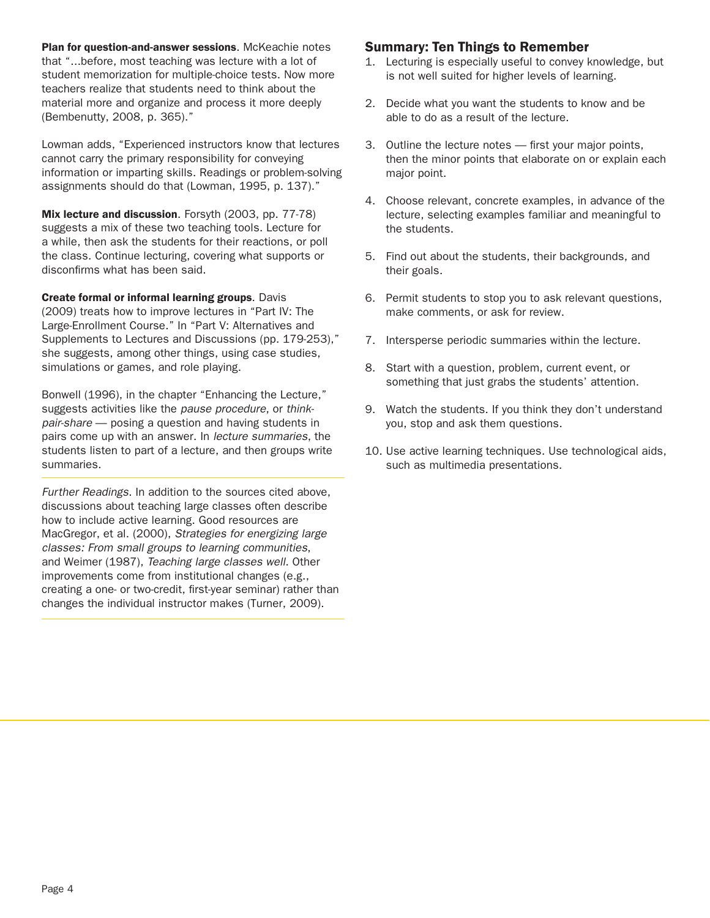**Plan for question-and-answer sessions**. McKeachie notes that "…before, most teaching was lecture with a lot of student memorization for multiple-choice tests. Now more teachers realize that students need to think about the material more and organize and process it more deeply (Bembenutty, 2008, p. 365)."

Lowman adds, "Experienced instructors know that lectures cannot carry the primary responsibility for conveying information or imparting skills. Readings or problem-solving assignments should do that (Lowman, 1995, p. 137)."

**Mix lecture and discussion**. Forsyth (2003, pp. 77-78) suggests a mix of these two teaching tools. Lecture for a while, then ask the students for their reactions, or poll the class. Continue lecturing, covering what supports or disconfirms what has been said.

**Create formal or informal learning groups**. Davis (2009) treats how to improve lectures in "Part IV: The Large-Enrollment Course." In "Part V: Alternatives and Supplements to Lectures and Discussions (pp. 179-253)," she suggests, among other things, using case studies, simulations or games, and role playing.

Bonwell (1996), in the chapter "Enhancing the Lecture," suggests activities like the *pause procedure*, or *think-pair-share* — posing a question and having students in pairs come up with an answer. In *lecture summaries*, the students listen to part of a lecture, and then groups write summaries.

*Further Readings*. In addition to the sources cited above, discussions about teaching large classes often describe how to include active learning. Good resources are MacGregor, et al. (2000), *Strategies for energizing large classes: From small groups to learning communities*, and Weimer (1987), *Teaching large classes well*. Other improvements come from institutional changes (e.g., creating a one- or two-credit, first-year seminar) rather than changes the individual instructor makes (Turner, 2009).

## Summary: Ten Things to Remember

1. Lecturing is especially useful to convey knowledge, but is not well suited for higher levels of learning.
2. Decide what you want the students to know and be able to do as a result of the lecture.
3. Outline the lecture notes — first your major points, then the minor points that elaborate on or explain each major point.
4. Choose relevant, concrete examples, in advance of the lecture, selecting examples familiar and meaningful to the students.
5. Find out about the students, their backgrounds, and their goals.
6. Permit students to stop you to ask relevant questions, make comments, or ask for review.
7. Intersperse periodic summaries within the lecture.
8. Start with a question, problem, current event, or something that just grabs the students' attention.
9. Watch the students. If you think they don't understand you, stop and ask them questions.
10. Use active learning techniques. Use technological aids, such as multimedia presentations.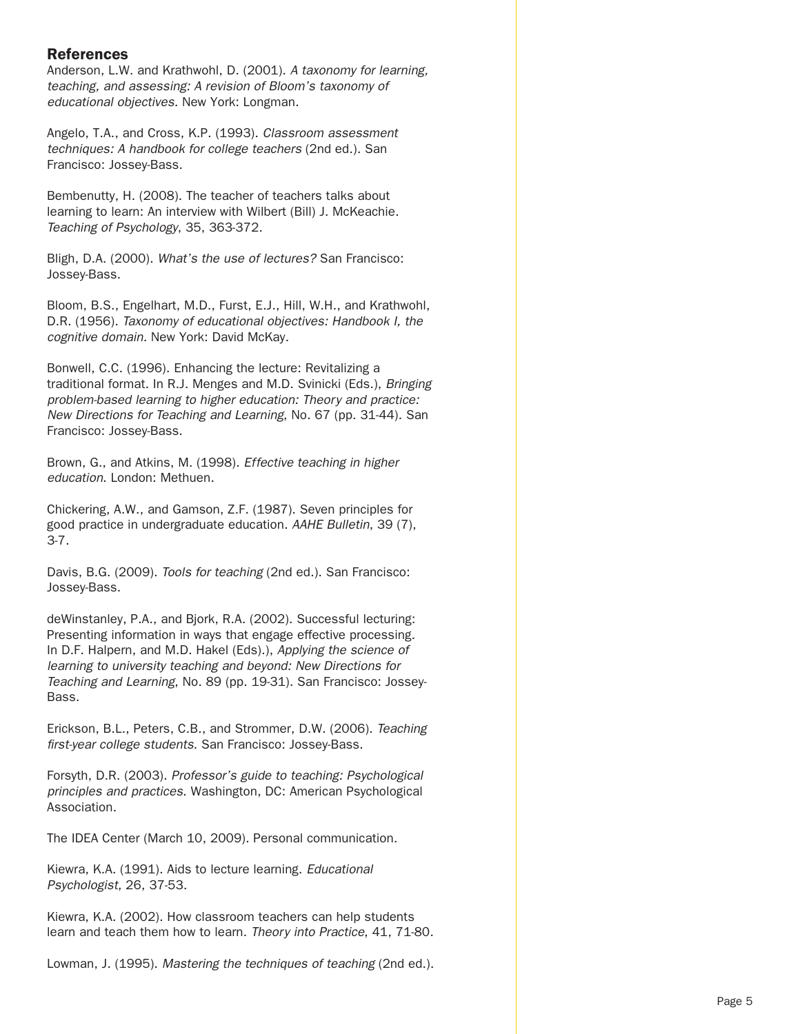## References

Anderson, L.W. and Krathwohl, D. (2001). *A taxonomy for learning, teaching, and assessing: A revision of Bloom's taxonomy of educational objectives.* New York: Longman.

Angelo, T.A., and Cross, K.P. (1993). *Classroom assessment techniques: A handbook for college teachers* (2nd ed.). San Francisco: Jossey-Bass.

Bembenutty, H. (2008). The teacher of teachers talks about learning to learn: An interview with Wilbert (Bill) J. McKeachie. *Teaching of Psychology*, 35, 363-372.

Bligh, D.A. (2000). *What's the use of lectures?* San Francisco: Jossey-Bass.

Bloom, B.S., Engelhart, M.D., Furst, E.J., Hill, W.H., and Krathwohl, D.R. (1956). *Taxonomy of educational objectives: Handbook I, the cognitive domain.* New York: David McKay.

Bonwell, C.C. (1996). Enhancing the lecture: Revitalizing a traditional format. In R.J. Menges and M.D. Svinicki (Eds.), *Bringing problem-based learning to higher education: Theory and practice: New Directions for Teaching and Learning*, No. 67 (pp. 31-44). San Francisco: Jossey-Bass.

Brown, G., and Atkins, M. (1998). *Effective teaching in higher education.* London: Methuen.

Chickering, A.W., and Gamson, Z.F. (1987). Seven principles for good practice in undergraduate education. *AAHE Bulletin*, 39 (7), 3-7.

Davis, B.G. (2009). *Tools for teaching* (2nd ed.). San Francisco: Jossey-Bass.

deWinstanley, P.A., and Bjork, R.A. (2002). Successful lecturing: Presenting information in ways that engage effective processing. In D.F. Halpern, and M.D. Hakel (Eds).), *Applying the science of learning to university teaching and beyond: New Directions for Teaching and Learning*, No. 89 (pp. 19-31). San Francisco: Jossey-Bass.

Erickson, B.L., Peters, C.B., and Strommer, D.W. (2006). *Teaching first-year college students.* San Francisco: Jossey-Bass.

Forsyth, D.R. (2003). *Professor's guide to teaching: Psychological principles and practices.* Washington, DC: American Psychological Association.

The IDEA Center (March 10, 2009). Personal communication.

Kiewra, K.A. (1991). Aids to lecture learning. *Educational Psychologist*, 26, 37-53.

Kiewra, K.A. (2002). How classroom teachers can help students learn and teach them how to learn. *Theory into Practice*, 41, 71-80.

Lowman, J. (1995). *Mastering the techniques of teaching* (2nd ed.).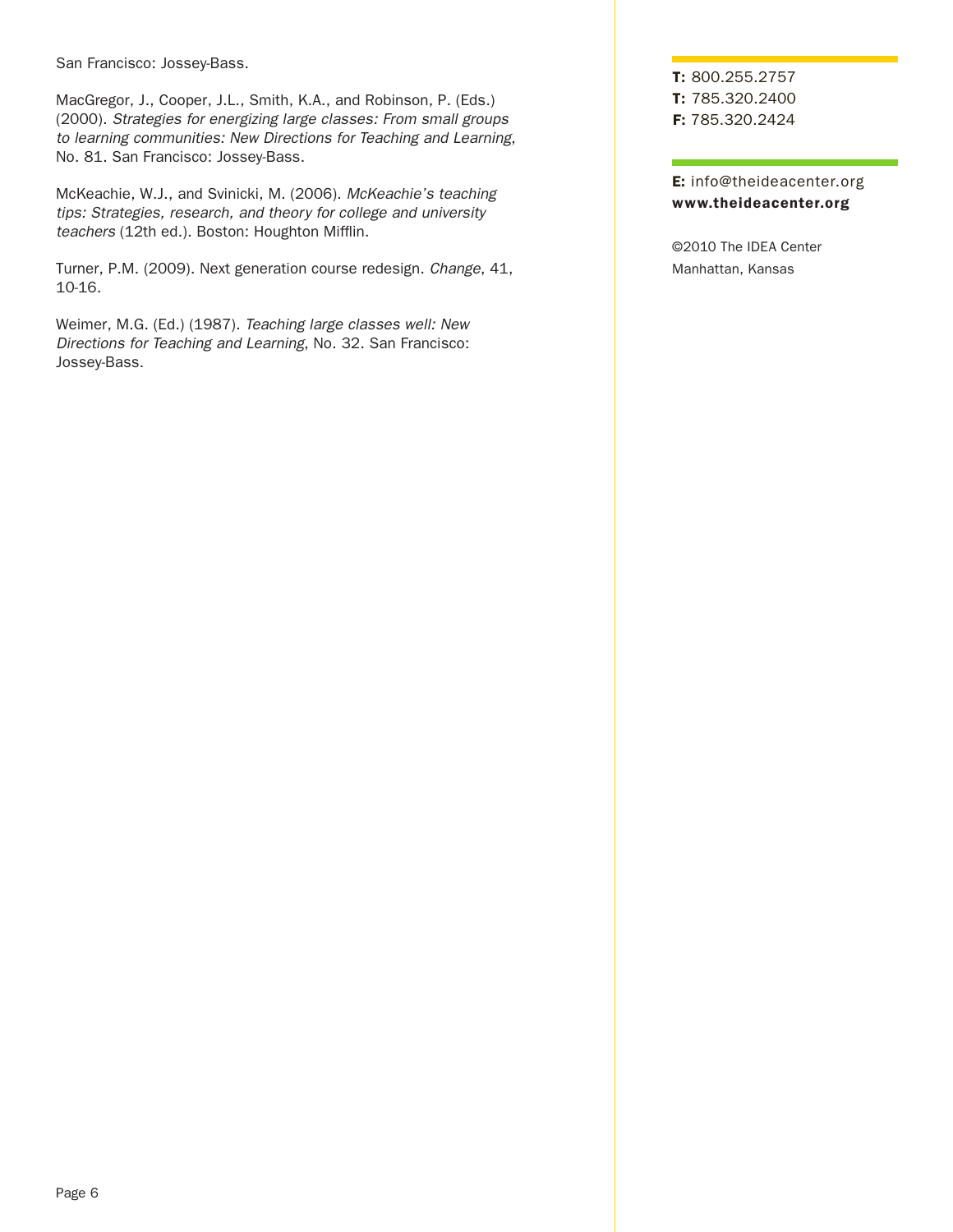San Francisco: Jossey-Bass.

MacGregor, J., Cooper, J.L., Smith, K.A., and Robinson, P. (Eds.) (2000). *Strategies for energizing large classes: From small groups to learning communities: New Directions for Teaching and Learning*, No. 81. San Francisco: Jossey-Bass.

McKeachie, W.J., and Svinicki, M. (2006). *McKeachie's teaching tips: Strategies, research, and theory for college and university teachers* (12th ed.). Boston: Houghton Mifflin.

Turner, P.M. (2009). Next generation course redesign. *Change*, 41, 10-16.

Weimer, M.G. (Ed.) (1987). *Teaching large classes well: New Directions for Teaching and Learning*, No. 32. San Francisco: Jossey-Bass.

**T:** 800.255.2757
**T:** 785.320.2400
**F:** 785.320.2424

**E:** info@theideacenter.org
**www.theideacenter.org**

©2010 The IDEA Center
Manhattan, Kansas